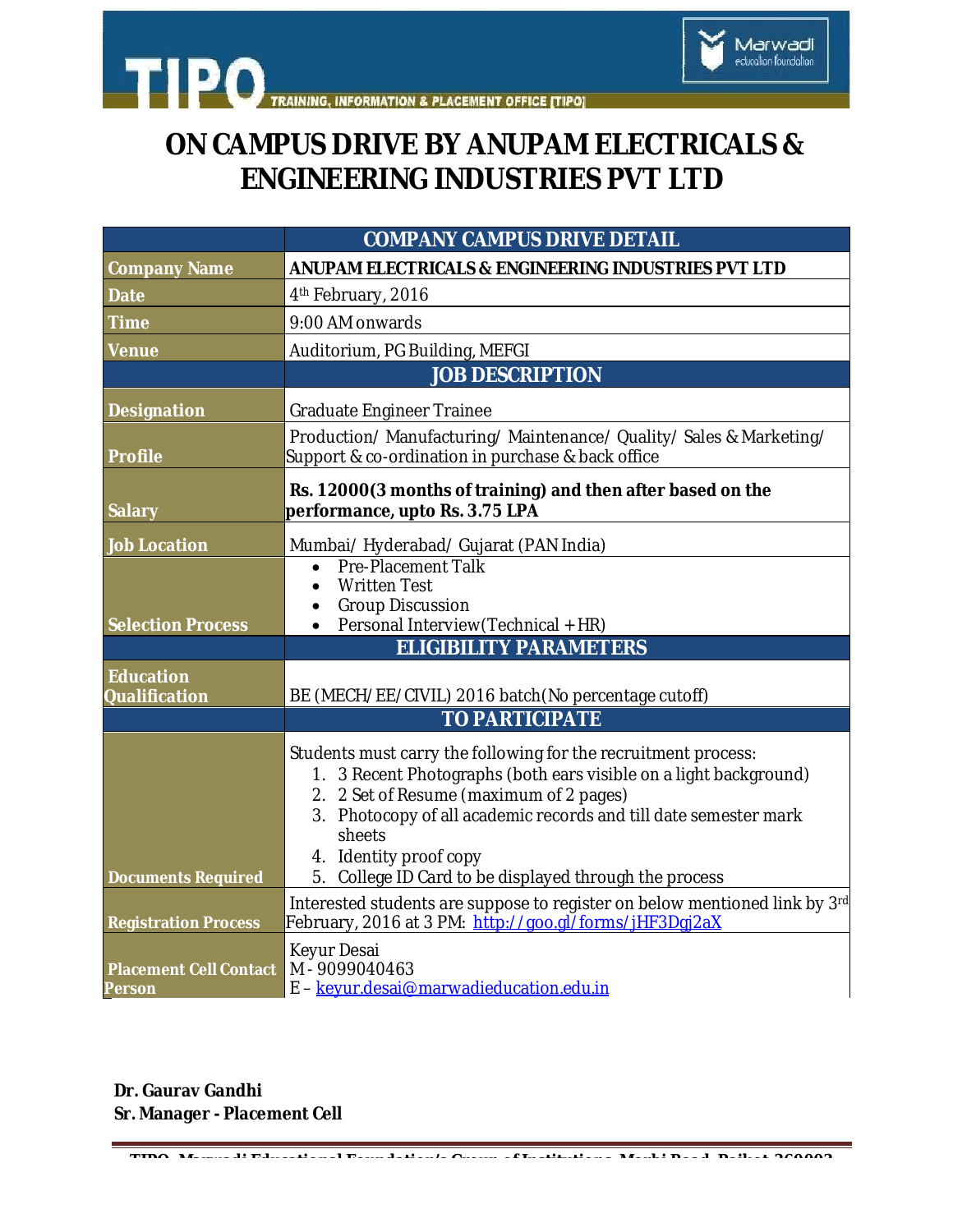# ON CAMPUS DRIVE BY ANUPAM ELECTRICALS & ENGINEERING INDUSTRIES PVT LTD

| | COMPANY CAMPUS DRIVE DETAIL |
|---|---|
| **Company Name** | **ANUPAM ELECTRICALS & ENGINEERING INDUSTRIES PVT LTD** |
| **Date** | 4th February, 2016 |
| **Time** | 9:00 AM onwards |
| **Venue** | Auditorium, PG Building, MEFGI |
| | **JOB DESCRIPTION** |
| **Designation** | Graduate Engineer Trainee |
| **Profile** | Production/ Manufacturing/ Maintenance/ Quality/ Sales & Marketing/ Support & co-ordination in purchase & back office |
| **Salary** | **Rs. 12000(3 months of training) and then after based on the performance, upto Rs. 3.75 LPA** |
| **Job Location** | Mumbai/ Hyderabad/ Gujarat (PAN India) |
| **Selection Process** | • Pre-Placement Talk<br>• Written Test<br>• Group Discussion<br>• Personal Interview(Technical + HR) |
| | **ELIGIBILITY PARAMETERS** |
| **Education Qualification** | BE (MECH/EE/CIVIL) 2016 batch(No percentage cutoff) |
| | **TO PARTICIPATE** |
| **Documents Required** | Students must carry the following for the recruitment process:<br>1. 3 Recent Photographs (both ears visible on a light background)<br>2. 2 Set of Resume (maximum of 2 pages)<br>3. Photocopy of all academic records and till date semester mark sheets<br>4. Identity proof copy<br>5. College ID Card to be displayed through the process |
| **Registration Process** | Interested students are suppose to register on below mentioned link by 3rd February, 2016 at 3 PM: http://goo.gl/forms/jHF3Dgj2aX |
| **Placement Cell Contact Person** | Keyur Desai<br>M - 9099040463<br>E – keyur.desai@marwadieducation.edu.in |

**Dr. Gaurav Gandhi**
**Sr. Manager - Placement Cell**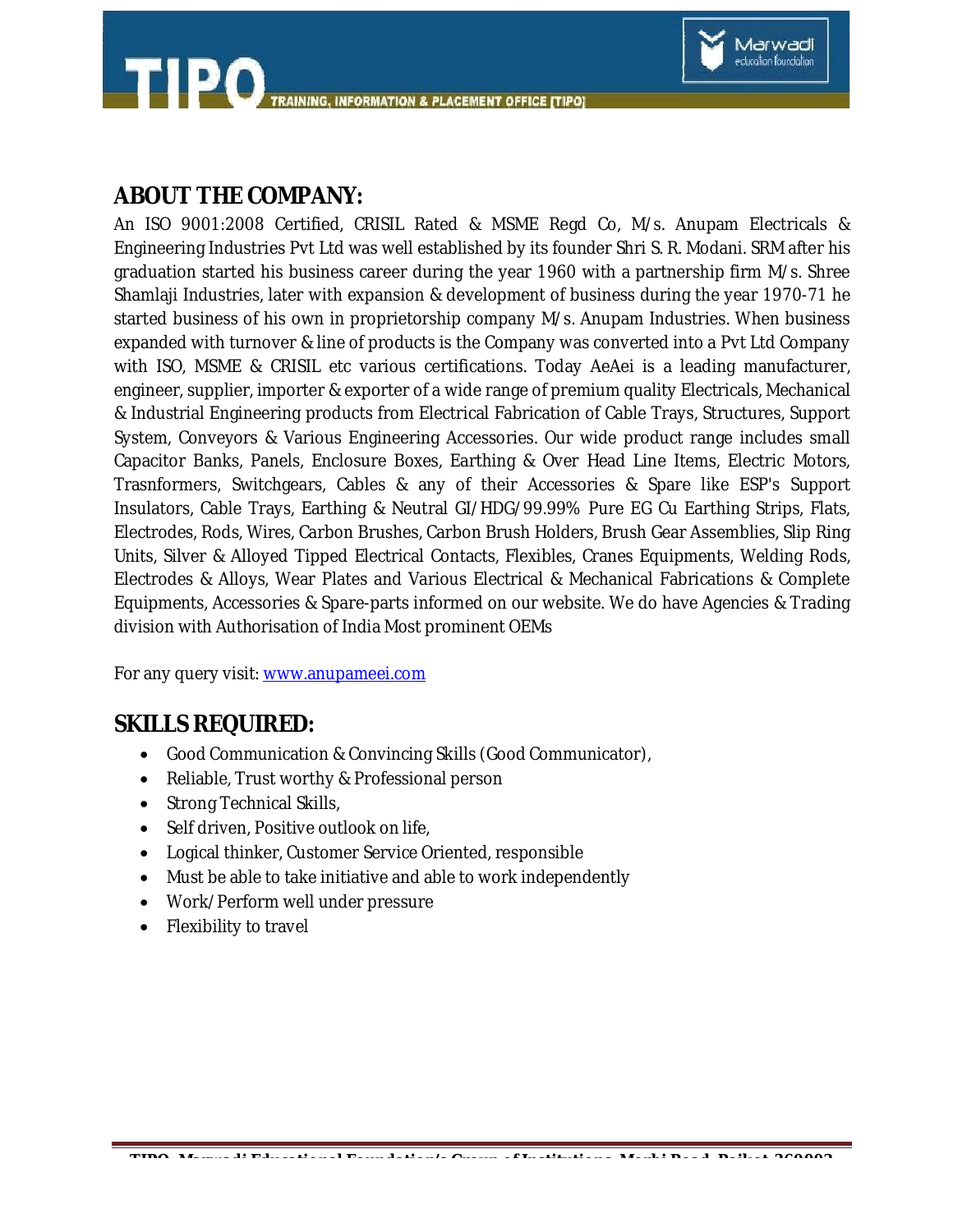## ABOUT THE COMPANY:

An ISO 9001:2008 Certified, CRISIL Rated & MSME Regd Co, M/s. Anupam Electricals & Engineering Industries Pvt Ltd was well established by its founder Shri S. R. Modani. SRM after his graduation started his business career during the year 1960 with a partnership firm M/s. Shree Shamlaji Industries, later with expansion & development of business during the year 1970-71 he started business of his own in proprietorship company M/s. Anupam Industries. When business expanded with turnover & line of products is the Company was converted into a Pvt Ltd Company with ISO, MSME & CRISIL etc various certifications. Today AeAei is a leading manufacturer, engineer, supplier, importer & exporter of a wide range of premium quality Electricals, Mechanical & Industrial Engineering products from Electrical Fabrication of Cable Trays, Structures, Support System, Conveyors & Various Engineering Accessories. Our wide product range includes small Capacitor Banks, Panels, Enclosure Boxes, Earthing & Over Head Line Items, Electric Motors, Trasnformers, Switchgears, Cables & any of their Accessories & Spare like ESP's Support Insulators, Cable Trays, Earthing & Neutral GI/HDG/99.99% Pure EG Cu Earthing Strips, Flats, Electrodes, Rods, Wires, Carbon Brushes, Carbon Brush Holders, Brush Gear Assemblies, Slip Ring Units, Silver & Alloyed Tipped Electrical Contacts, Flexibles, Cranes Equipments, Welding Rods, Electrodes & Alloys, Wear Plates and Various Electrical & Mechanical Fabrications & Complete Equipments, Accessories & Spare-parts informed on our website. We do have Agencies & Trading division with Authorisation of India Most prominent OEMs

For any query visit: www.anupameei.com

## SKILLS REQUIRED:

- Good Communication & Convincing Skills (Good Communicator),
- Reliable, Trust worthy & Professional person
- Strong Technical Skills,
- Self driven, Positive outlook on life,
- Logical thinker, Customer Service Oriented, responsible
- Must be able to take initiative and able to work independently
- Work/Perform well under pressure
- Flexibility to travel